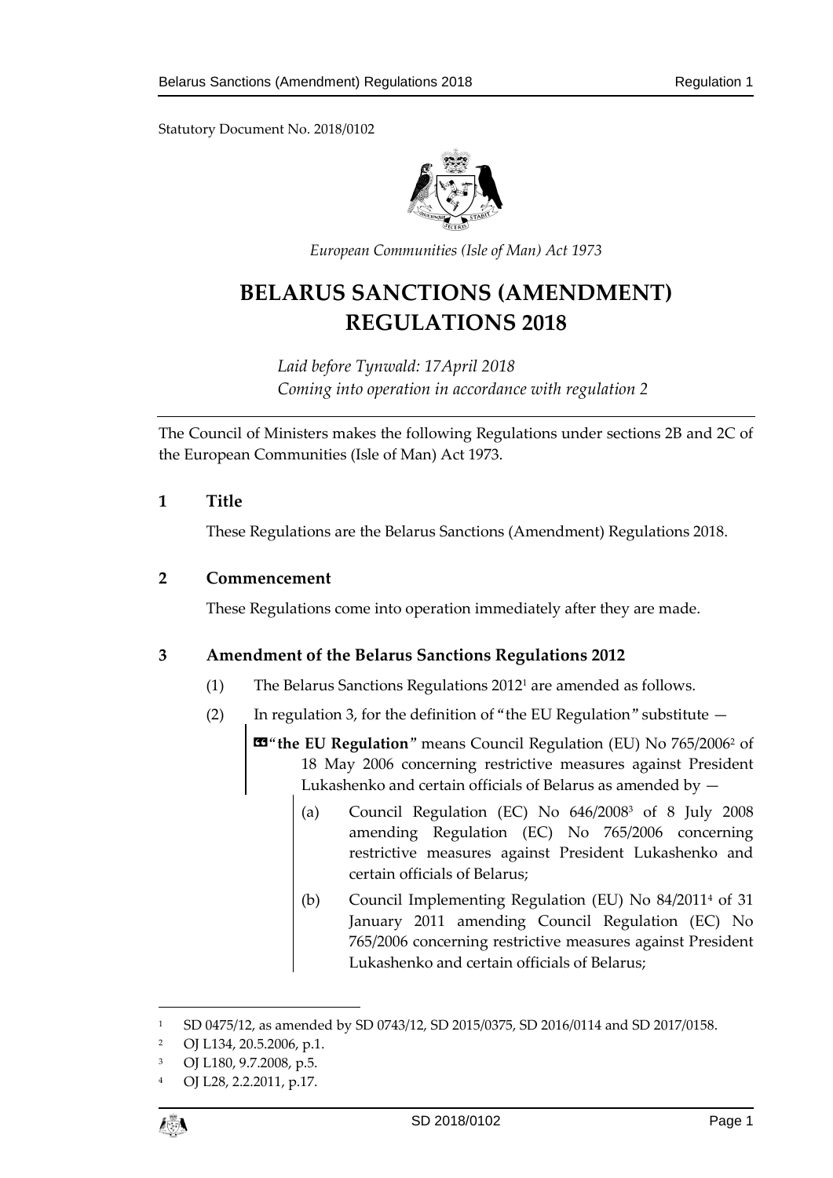Statutory Document No. 2018/0102

*European Communities (Isle of Man) Act 1973*

# BELARUS SANCTIONS (AMENDMENT) REGULATIONS 2018

*Laid before Tynwald: 17April 2018*
*Coming into operation in accordance with regulation 2*

The Council of Ministers makes the following Regulations under sections 2B and 2C of the European Communities (Isle of Man) Act 1973.

## 1 Title

These Regulations are the Belarus Sanctions (Amendment) Regulations 2018.

## 2 Commencement

These Regulations come into operation immediately after they are made.

## 3 Amendment of the Belarus Sanctions Regulations 2012

(1) The Belarus Sanctions Regulations 2012[1] are amended as follows.

(2) In regulation 3, for the definition of "the EU Regulation" substitute —

> "**the EU Regulation**" means Council Regulation (EU) No 765/2006[2] of 18 May 2006 concerning restrictive measures against President Lukashenko and certain officials of Belarus as amended by —
>
> (a) Council Regulation (EC) No 646/2008[3] of 8 July 2008 amending Regulation (EC) No 765/2006 concerning restrictive measures against President Lukashenko and certain officials of Belarus;
>
> (b) Council Implementing Regulation (EU) No 84/2011[4] of 31 January 2011 amending Council Regulation (EC) No 765/2006 concerning restrictive measures against President Lukashenko and certain officials of Belarus;

---

[1] SD 0475/12, as amended by SD 0743/12, SD 2015/0375, SD 2016/0114 and SD 2017/0158.

[2] OJ L134, 20.5.2006, p.1.

[3] OJ L180, 9.7.2008, p.5.

[4] OJ L28, 2.2.2011, p.17.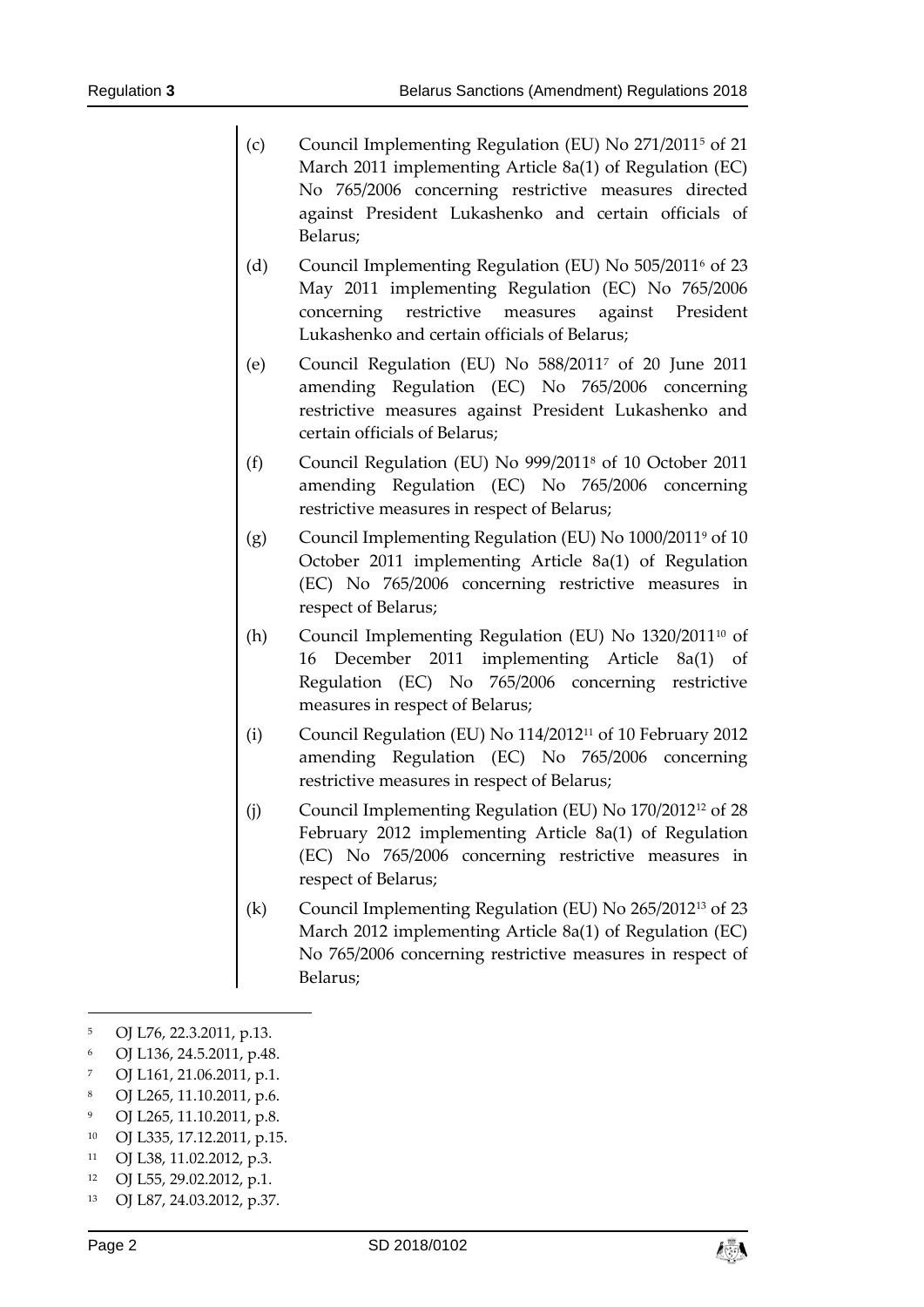(c) Council Implementing Regulation (EU) No 271/2011[5] of 21 March 2011 implementing Article 8a(1) of Regulation (EC) No 765/2006 concerning restrictive measures directed against President Lukashenko and certain officials of Belarus;

(d) Council Implementing Regulation (EU) No 505/2011[6] of 23 May 2011 implementing Regulation (EC) No 765/2006 concerning restrictive measures against President Lukashenko and certain officials of Belarus;

(e) Council Regulation (EU) No 588/2011[7] of 20 June 2011 amending Regulation (EC) No 765/2006 concerning restrictive measures against President Lukashenko and certain officials of Belarus;

(f) Council Regulation (EU) No 999/2011[8] of 10 October 2011 amending Regulation (EC) No 765/2006 concerning restrictive measures in respect of Belarus;

(g) Council Implementing Regulation (EU) No 1000/2011[9] of 10 October 2011 implementing Article 8a(1) of Regulation (EC) No 765/2006 concerning restrictive measures in respect of Belarus;

(h) Council Implementing Regulation (EU) No 1320/2011[10] of 16 December 2011 implementing Article 8a(1) of Regulation (EC) No 765/2006 concerning restrictive measures in respect of Belarus;

(i) Council Regulation (EU) No 114/2012[11] of 10 February 2012 amending Regulation (EC) No 765/2006 concerning restrictive measures in respect of Belarus;

(j) Council Implementing Regulation (EU) No 170/2012[12] of 28 February 2012 implementing Article 8a(1) of Regulation (EC) No 765/2006 concerning restrictive measures in respect of Belarus;

(k) Council Implementing Regulation (EU) No 265/2012[13] of 23 March 2012 implementing Article 8a(1) of Regulation (EC) No 765/2006 concerning restrictive measures in respect of Belarus;

---

[5] OJ L76, 22.3.2011, p.13.

[6] OJ L136, 24.5.2011, p.48.

[7] OJ L161, 21.06.2011, p.1.

[8] OJ L265, 11.10.2011, p.6.

[9] OJ L265, 11.10.2011, p.8.

[10] OJ L335, 17.12.2011, p.15.

[11] OJ L38, 11.02.2012, p.3.

[12] OJ L55, 29.02.2012, p.1.

[13] OJ L87, 24.03.2012, p.37.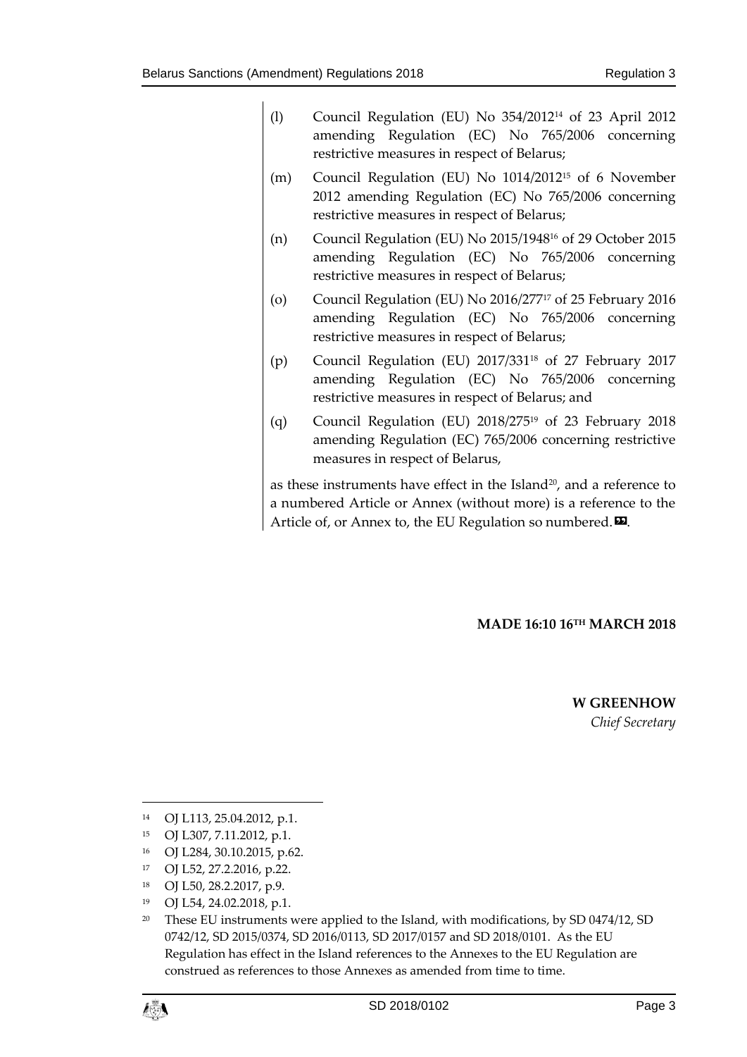(l) Council Regulation (EU) No 354/2012[14] of 23 April 2012 amending Regulation (EC) No 765/2006 concerning restrictive measures in respect of Belarus;

(m) Council Regulation (EU) No 1014/2012[15] of 6 November 2012 amending Regulation (EC) No 765/2006 concerning restrictive measures in respect of Belarus;

(n) Council Regulation (EU) No 2015/1948[16] of 29 October 2015 amending Regulation (EC) No 765/2006 concerning restrictive measures in respect of Belarus;

(o) Council Regulation (EU) No 2016/277[17] of 25 February 2016 amending Regulation (EC) No 765/2006 concerning restrictive measures in respect of Belarus;

(p) Council Regulation (EU) 2017/331[18] of 27 February 2017 amending Regulation (EC) No 765/2006 concerning restrictive measures in respect of Belarus; and

(q) Council Regulation (EU) 2018/275[19] of 23 February 2018 amending Regulation (EC) 765/2006 concerning restrictive measures in respect of Belarus,

as these instruments have effect in the Island[20], and a reference to a numbered Article or Annex (without more) is a reference to the Article of, or Annex to, the EU Regulation so numbered.».

**MADE 16:10 16TH MARCH 2018**

**W GREENHOW**
*Chief Secretary*

---

[14] OJ L113, 25.04.2012, p.1.

[15] OJ L307, 7.11.2012, p.1.

[16] OJ L284, 30.10.2015, p.62.

[17] OJ L52, 27.2.2016, p.22.

[18] OJ L50, 28.2.2017, p.9.

[19] OJ L54, 24.02.2018, p.1.

[20] These EU instruments were applied to the Island, with modifications, by SD 0474/12, SD 0742/12, SD 2015/0374, SD 2016/0113, SD 2017/0157 and SD 2018/0101. As the EU Regulation has effect in the Island references to the Annexes to the EU Regulation are construed as references to those Annexes as amended from time to time.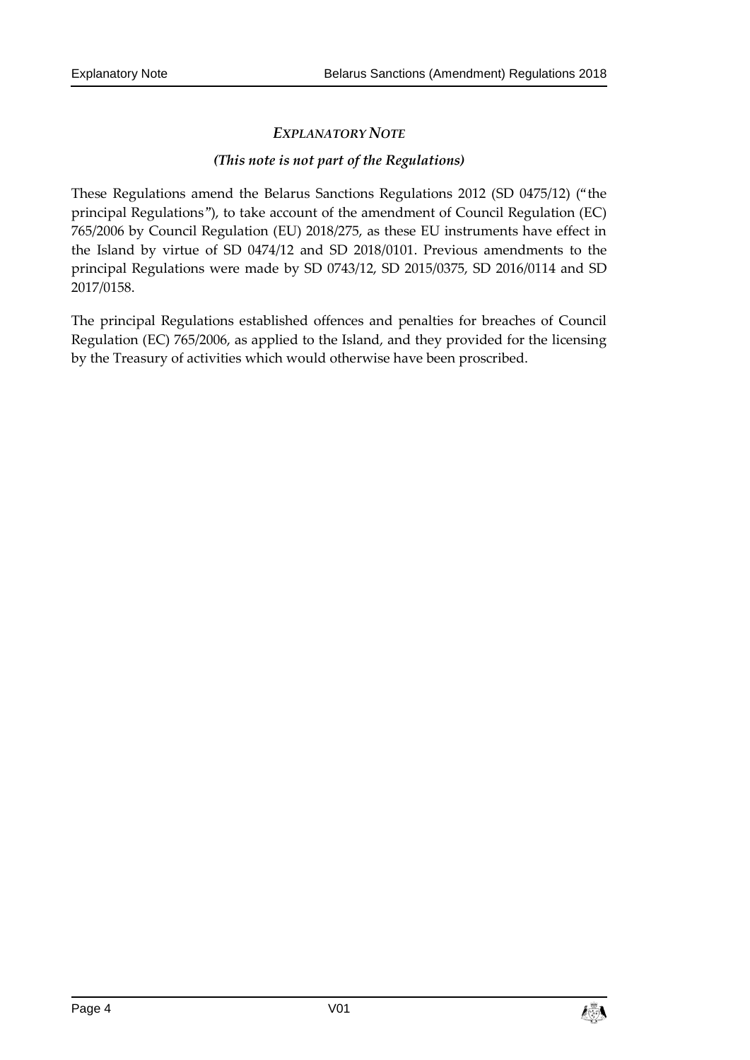## *EXPLANATORY NOTE*

***(This note is not part of the Regulations)***

These Regulations amend the Belarus Sanctions Regulations 2012 (SD 0475/12) ("the principal Regulations"), to take account of the amendment of Council Regulation (EC) 765/2006 by Council Regulation (EU) 2018/275, as these EU instruments have effect in the Island by virtue of SD 0474/12 and SD 2018/0101. Previous amendments to the principal Regulations were made by SD 0743/12, SD 2015/0375, SD 2016/0114 and SD 2017/0158.

The principal Regulations established offences and penalties for breaches of Council Regulation (EC) 765/2006, as applied to the Island, and they provided for the licensing by the Treasury of activities which would otherwise have been proscribed.